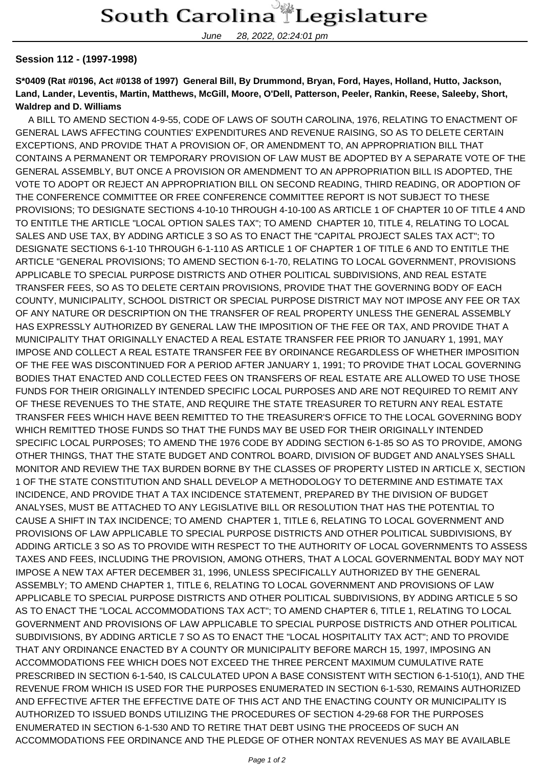# South Carolina Legislature

June 28, 2022, 02:24:01 pm

**Session 112 - (1997-1998)**

**S*0409 (Rat #0196, Act #0138 of 1997) General Bill, By Drummond, Bryan, Ford, Hayes, Holland, Hutto, Jackson, Land, Lander, Leventis, Martin, Matthews, McGill, Moore, O'Dell, Patterson, Peeler, Rankin, Reese, Saleeby, Short, Waldrep and D. Williams**

A BILL TO AMEND SECTION 4-9-55, CODE OF LAWS OF SOUTH CAROLINA, 1976, RELATING TO ENACTMENT OF GENERAL LAWS AFFECTING COUNTIES' EXPENDITURES AND REVENUE RAISING, SO AS TO DELETE CERTAIN EXCEPTIONS, AND PROVIDE THAT A PROVISION OF, OR AMENDMENT TO, AN APPROPRIATION BILL THAT CONTAINS A PERMANENT OR TEMPORARY PROVISION OF LAW MUST BE ADOPTED BY A SEPARATE VOTE OF THE GENERAL ASSEMBLY, BUT ONCE A PROVISION OR AMENDMENT TO AN APPROPRIATION BILL IS ADOPTED, THE VOTE TO ADOPT OR REJECT AN APPROPRIATION BILL ON SECOND READING, THIRD READING, OR ADOPTION OF THE CONFERENCE COMMITTEE OR FREE CONFERENCE COMMITTEE REPORT IS NOT SUBJECT TO THESE PROVISIONS; TO DESIGNATE SECTIONS 4-10-10 THROUGH 4-10-100 AS ARTICLE 1 OF CHAPTER 10 OF TITLE 4 AND TO ENTITLE THE ARTICLE "LOCAL OPTION SALES TAX"; TO AMEND CHAPTER 10, TITLE 4, RELATING TO LOCAL SALES AND USE TAX, BY ADDING ARTICLE 3 SO AS TO ENACT THE "CAPITAL PROJECT SALES TAX ACT"; TO DESIGNATE SECTIONS 6-1-10 THROUGH 6-1-110 AS ARTICLE 1 OF CHAPTER 1 OF TITLE 6 AND TO ENTITLE THE ARTICLE "GENERAL PROVISIONS; TO AMEND SECTION 6-1-70, RELATING TO LOCAL GOVERNMENT, PROVISIONS APPLICABLE TO SPECIAL PURPOSE DISTRICTS AND OTHER POLITICAL SUBDIVISIONS, AND REAL ESTATE TRANSFER FEES, SO AS TO DELETE CERTAIN PROVISIONS, PROVIDE THAT THE GOVERNING BODY OF EACH COUNTY, MUNICIPALITY, SCHOOL DISTRICT OR SPECIAL PURPOSE DISTRICT MAY NOT IMPOSE ANY FEE OR TAX OF ANY NATURE OR DESCRIPTION ON THE TRANSFER OF REAL PROPERTY UNLESS THE GENERAL ASSEMBLY HAS EXPRESSLY AUTHORIZED BY GENERAL LAW THE IMPOSITION OF THE FEE OR TAX, AND PROVIDE THAT A MUNICIPALITY THAT ORIGINALLY ENACTED A REAL ESTATE TRANSFER FEE PRIOR TO JANUARY 1, 1991, MAY IMPOSE AND COLLECT A REAL ESTATE TRANSFER FEE BY ORDINANCE REGARDLESS OF WHETHER IMPOSITION OF THE FEE WAS DISCONTINUED FOR A PERIOD AFTER JANUARY 1, 1991; TO PROVIDE THAT LOCAL GOVERNING BODIES THAT ENACTED AND COLLECTED FEES ON TRANSFERS OF REAL ESTATE ARE ALLOWED TO USE THOSE FUNDS FOR THEIR ORIGINALLY INTENDED SPECIFIC LOCAL PURPOSES AND ARE NOT REQUIRED TO REMIT ANY OF THESE REVENUES TO THE STATE, AND REQUIRE THE STATE TREASURER TO RETURN ANY REAL ESTATE TRANSFER FEES WHICH HAVE BEEN REMITTED TO THE TREASURER'S OFFICE TO THE LOCAL GOVERNING BODY WHICH REMITTED THOSE FUNDS SO THAT THE FUNDS MAY BE USED FOR THEIR ORIGINALLY INTENDED SPECIFIC LOCAL PURPOSES; TO AMEND THE 1976 CODE BY ADDING SECTION 6-1-85 SO AS TO PROVIDE, AMONG OTHER THINGS, THAT THE STATE BUDGET AND CONTROL BOARD, DIVISION OF BUDGET AND ANALYSES SHALL MONITOR AND REVIEW THE TAX BURDEN BORNE BY THE CLASSES OF PROPERTY LISTED IN ARTICLE X, SECTION 1 OF THE STATE CONSTITUTION AND SHALL DEVELOP A METHODOLOGY TO DETERMINE AND ESTIMATE TAX INCIDENCE, AND PROVIDE THAT A TAX INCIDENCE STATEMENT, PREPARED BY THE DIVISION OF BUDGET ANALYSES, MUST BE ATTACHED TO ANY LEGISLATIVE BILL OR RESOLUTION THAT HAS THE POTENTIAL TO CAUSE A SHIFT IN TAX INCIDENCE; TO AMEND CHAPTER 1, TITLE 6, RELATING TO LOCAL GOVERNMENT AND PROVISIONS OF LAW APPLICABLE TO SPECIAL PURPOSE DISTRICTS AND OTHER POLITICAL SUBDIVISIONS, BY ADDING ARTICLE 3 SO AS TO PROVIDE WITH RESPECT TO THE AUTHORITY OF LOCAL GOVERNMENTS TO ASSESS TAXES AND FEES, INCLUDING THE PROVISION, AMONG OTHERS, THAT A LOCAL GOVERNMENTAL BODY MAY NOT IMPOSE A NEW TAX AFTER DECEMBER 31, 1996, UNLESS SPECIFICALLY AUTHORIZED BY THE GENERAL ASSEMBLY; TO AMEND CHAPTER 1, TITLE 6, RELATING TO LOCAL GOVERNMENT AND PROVISIONS OF LAW APPLICABLE TO SPECIAL PURPOSE DISTRICTS AND OTHER POLITICAL SUBDIVISIONS, BY ADDING ARTICLE 5 SO AS TO ENACT THE "LOCAL ACCOMMODATIONS TAX ACT"; TO AMEND CHAPTER 6, TITLE 1, RELATING TO LOCAL GOVERNMENT AND PROVISIONS OF LAW APPLICABLE TO SPECIAL PURPOSE DISTRICTS AND OTHER POLITICAL SUBDIVISIONS, BY ADDING ARTICLE 7 SO AS TO ENACT THE "LOCAL HOSPITALITY TAX ACT"; AND TO PROVIDE THAT ANY ORDINANCE ENACTED BY A COUNTY OR MUNICIPALITY BEFORE MARCH 15, 1997, IMPOSING AN ACCOMMODATIONS FEE WHICH DOES NOT EXCEED THE THREE PERCENT MAXIMUM CUMULATIVE RATE PRESCRIBED IN SECTION 6-1-540, IS CALCULATED UPON A BASE CONSISTENT WITH SECTION 6-1-510(1), AND THE REVENUE FROM WHICH IS USED FOR THE PURPOSES ENUMERATED IN SECTION 6-1-530, REMAINS AUTHORIZED AND EFFECTIVE AFTER THE EFFECTIVE DATE OF THIS ACT AND THE ENACTING COUNTY OR MUNICIPALITY IS AUTHORIZED TO ISSUED BONDS UTILIZING THE PROCEDURES OF SECTION 4-29-68 FOR THE PURPOSES ENUMERATED IN SECTION 6-1-530 AND TO RETIRE THAT DEBT USING THE PROCEEDS OF SUCH AN ACCOMMODATIONS FEE ORDINANCE AND THE PLEDGE OF OTHER NONTAX REVENUES AS MAY BE AVAILABLE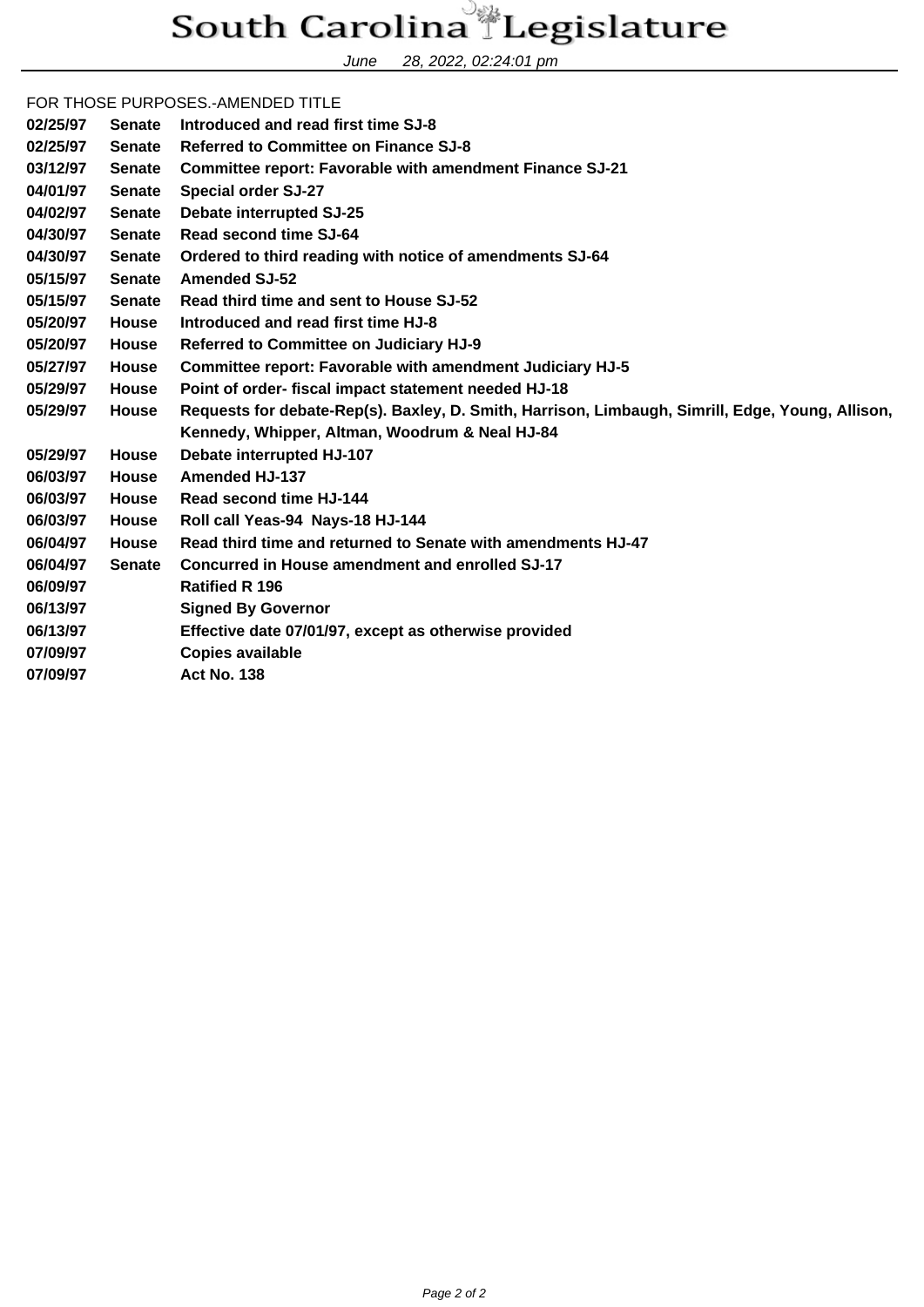FOR THOSE PURPOSES.-AMENDED TITLE

| | | |
|---|---|---|
| **02/25/97** | **Senate** | **Introduced and read first time SJ-8** |
| **02/25/97** | **Senate** | **Referred to Committee on Finance SJ-8** |
| **03/12/97** | **Senate** | **Committee report: Favorable with amendment Finance SJ-21** |
| **04/01/97** | **Senate** | **Special order SJ-27** |
| **04/02/97** | **Senate** | **Debate interrupted SJ-25** |
| **04/30/97** | **Senate** | **Read second time SJ-64** |
| **04/30/97** | **Senate** | **Ordered to third reading with notice of amendments SJ-64** |
| **05/15/97** | **Senate** | **Amended SJ-52** |
| **05/15/97** | **Senate** | **Read third time and sent to House SJ-52** |
| **05/20/97** | **House** | **Introduced and read first time HJ-8** |
| **05/20/97** | **House** | **Referred to Committee on Judiciary HJ-9** |
| **05/27/97** | **House** | **Committee report: Favorable with amendment Judiciary HJ-5** |
| **05/29/97** | **House** | **Point of order- fiscal impact statement needed HJ-18** |
| **05/29/97** | **House** | **Requests for debate-Rep(s). Baxley, D. Smith, Harrison, Limbaugh, Simrill, Edge, Young, Allison, Kennedy, Whipper, Altman, Woodrum & Neal HJ-84** |
| **05/29/97** | **House** | **Debate interrupted HJ-107** |
| **06/03/97** | **House** | **Amended HJ-137** |
| **06/03/97** | **House** | **Read second time HJ-144** |
| **06/03/97** | **House** | **Roll call Yeas-94 Nays-18 HJ-144** |
| **06/04/97** | **House** | **Read third time and returned to Senate with amendments HJ-47** |
| **06/04/97** | **Senate** | **Concurred in House amendment and enrolled SJ-17** |
| **06/09/97** | | **Ratified R 196** |
| **06/13/97** | | **Signed By Governor** |
| **06/13/97** | | **Effective date 07/01/97, except as otherwise provided** |
| **07/09/97** | | **Copies available** |
| **07/09/97** | | **Act No. 138** |